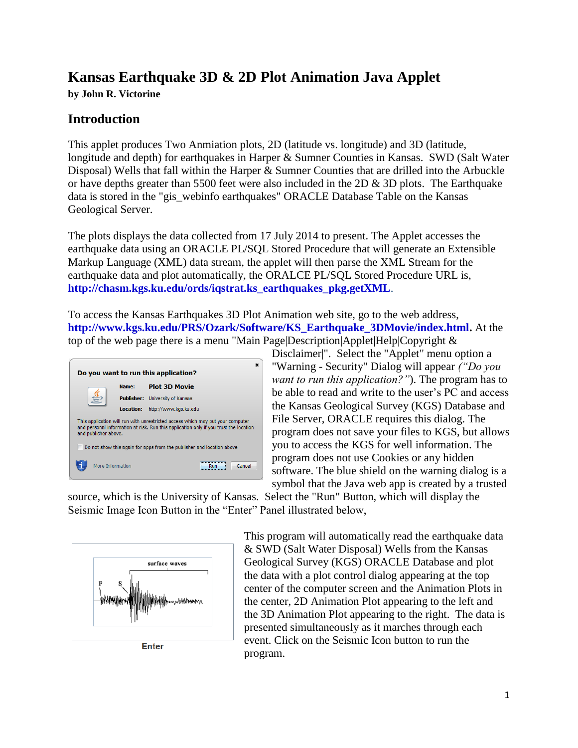# Kansas Earthquake 3D & 2D Plot Animation Java Applet

**by John R. Victorine**

## Introduction

This applet produces Two Anmiation plots, 2D (latitude vs. longitude) and 3D (latitude, longitude and depth) for earthquakes in Harper & Sumner Counties in Kansas. SWD (Salt Water Disposal) Wells that fall within the Harper & Sumner Counties that are drilled into the Arbuckle or have depths greater than 5500 feet were also included in the 2D & 3D plots. The Earthquake data is stored in the "gis_webinfo earthquakes" ORACLE Database Table on the Kansas Geological Server.

The plots displays the data collected from 17 July 2014 to present. The Applet accesses the earthquake data using an ORACLE PL/SQL Stored Procedure that will generate an Extensible Markup Language (XML) data stream, the applet will then parse the XML Stream for the earthquake data and plot automatically, the ORALCE PL/SQL Stored Procedure URL is, **http://chasm.kgs.ku.edu/ords/iqstrat.ks_earthquakes_pkg.getXML**.

To access the Kansas Earthquakes 3D Plot Animation web site, go to the web address, **http://www.kgs.ku.edu/PRS/Ozark/Software/KS_Earthquake_3DMovie/index.html.** At the top of the web page there is a menu "Main Page|Description|Applet|Help|Copyright & Disclaimer|". Select the "Applet" menu option a "Warning - Security" Dialog will appear *("Do you want to run this application?")*. The program has to be able to read and write to the user's PC and access the Kansas Geological Survey (KGS) Database and File Server, ORACLE requires this dialog. The program does not save your files to KGS, but allows you to access the KGS for well information. The program does not use Cookies or any hidden software. The blue shield on the warning dialog is a symbol that the Java web app is created by a trusted source, which is the University of Kansas. Select the "Run" Button, which will display the Seismic Image Icon Button in the "Enter" Panel illustrated below,

Enter

This program will automatically read the earthquake data & SWD (Salt Water Disposal) Wells from the Kansas Geological Survey (KGS) ORACLE Database and plot the data with a plot control dialog appearing at the top center of the computer screen and the Animation Plots in the center, 2D Animation Plot appearing to the left and the 3D Animation Plot appearing to the right. The data is presented simultaneously as it marches through each event. Click on the Seismic Icon button to run the program.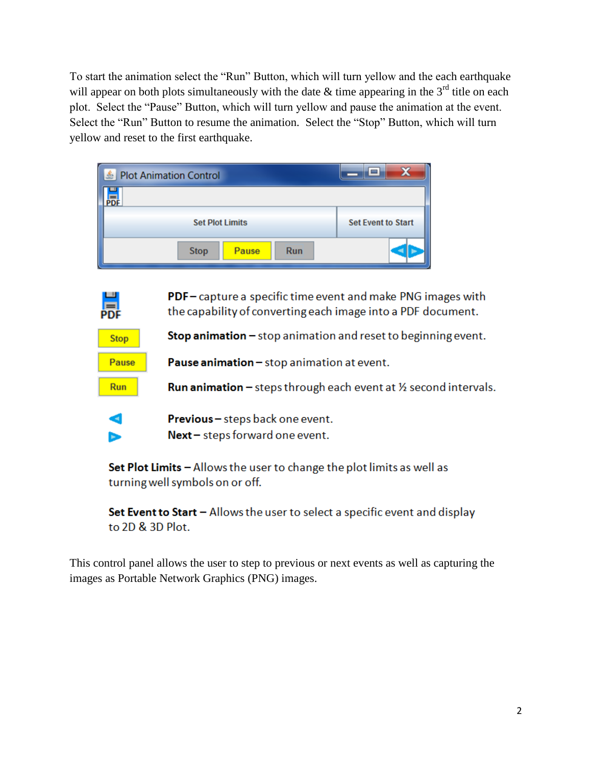To start the animation select the "Run" Button, which will turn yellow and the each earthquake will appear on both plots simultaneously with the date & time appearing in the 3rd title on each plot. Select the "Pause" Button, which will turn yellow and pause the animation at the event. Select the "Run" Button to resume the animation. Select the "Stop" Button, which will turn yellow and reset to the first earthquake.

**PDF –** capture a specific time event and make PNG images with the capability of converting each image into a PDF document.

**Stop animation –** stop animation and reset to beginning event.

**Pause animation –** stop animation at event.

**Run animation –** steps through each event at ½ second intervals.

**Previous –** steps back one event.

**Next –** steps forward one event.

**Set Plot Limits –** Allows the user to change the plot limits as well as turning well symbols on or off.

**Set Event to Start –** Allows the user to select a specific event and display to 2D & 3D Plot.

This control panel allows the user to step to previous or next events as well as capturing the images as Portable Network Graphics (PNG) images.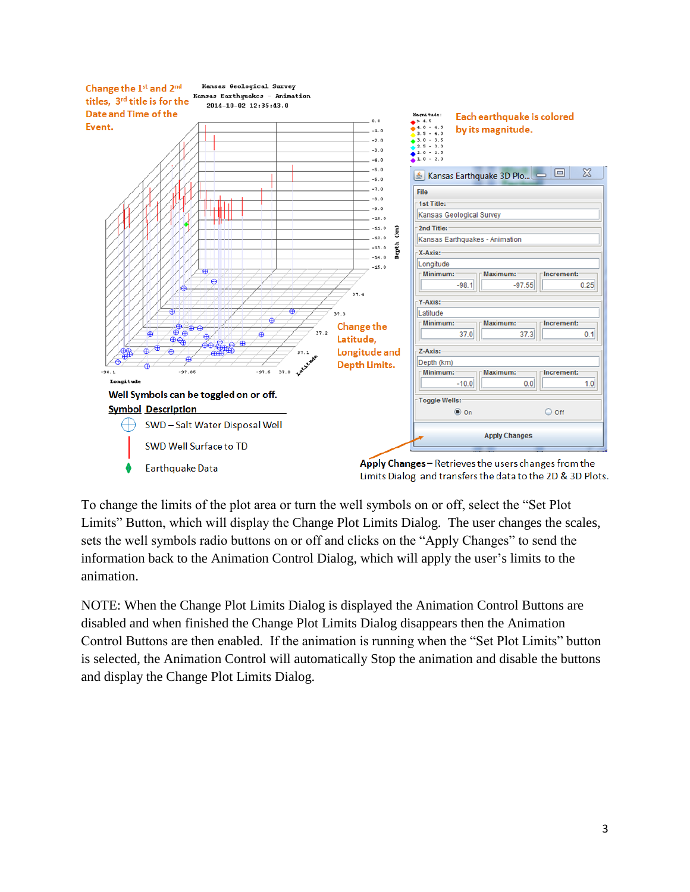Change the 1st and 2nd titles, 3rd title is for the Date and Time of the Event.

Each earthquake is colored by its magnitude.

Change the Latitude, Longitude and Depth Limits.

Well Symbols can be toggled on or off.

| Symbol | Description |
| --- | --- |
| ⊕ | SWD – Salt Water Disposal Well |
| \| | SWD Well Surface to TD |
| ♦ | Earthquake Data |

**Apply Changes** – Retrieves the users changes from the Limits Dialog and transfers the data to the 2D & 3D Plots.

To change the limits of the plot area or turn the well symbols on or off, select the "Set Plot Limits" Button, which will display the Change Plot Limits Dialog. The user changes the scales, sets the well symbols radio buttons on or off and clicks on the "Apply Changes" to send the information back to the Animation Control Dialog, which will apply the user's limits to the animation.

NOTE: When the Change Plot Limits Dialog is displayed the Animation Control Buttons are disabled and when finished the Change Plot Limits Dialog disappears then the Animation Control Buttons are then enabled. If the animation is running when the "Set Plot Limits" button is selected, the Animation Control will automatically Stop the animation and disable the buttons and display the Change Plot Limits Dialog.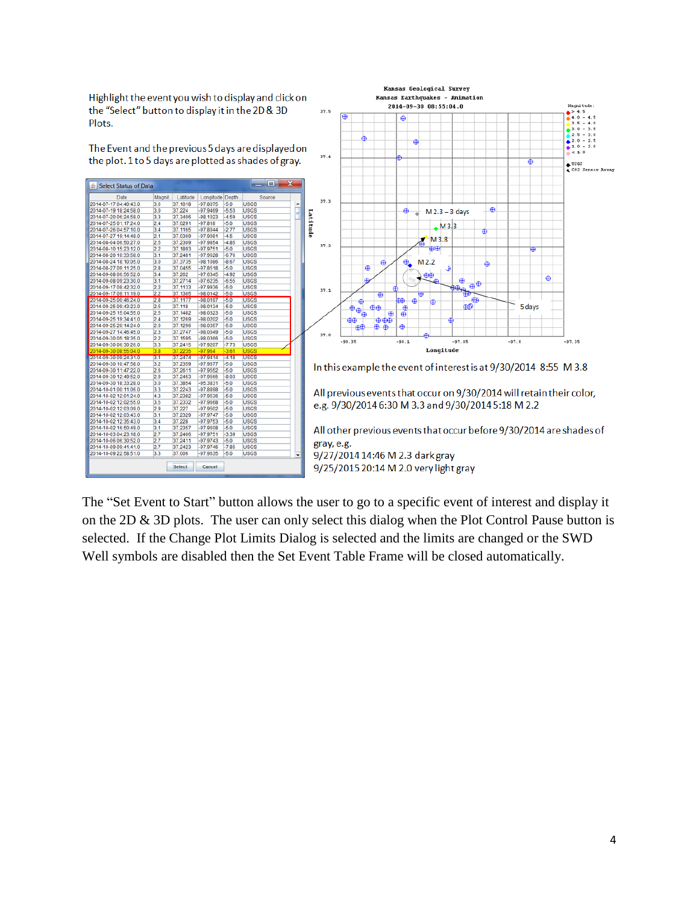Highlight the event you wish to display and click on the "Select" button to display it in the 2D & 3D Plots.

The Event and the previous 5 days are displayed on the plot. 1 to 5 days are plotted as shades of gray.

Select Status of Data

| Date | Magnit. | Latitude | Longitude | Depth | Source |
|---|---|---|---|---|---|
| 2014-07-17 04:40:43.0 | 3.6 | 37.1018 | -97.8075 | -5.0 | USGS |
| 2014-07-19 18:24:58.0 | 3.0 | 37.224 | -97.9469 | -5.53 | USGS |
| 2014-07-20 06:24:58.0 | 3.3 | 37.3406 | -98.1023 | -4.59 | USGS |
| 2014-07-25 01:17:24.0 | 2.4 | 37.0291 | -97.818 | -5.0 | USGS |
| 2014-07-26 04:57:10.0 | 3.4 | 37.1165 | -97.8044 | -2.77 | USGS |
| 2014-07-27 18:14:48.0 | 2.1 | 37.0369 | -97.9081 | -4.5 | USGS |
| 2014-08-04 06:50:27.0 | 2.5 | 37.2309 | -97.9854 | -4.85 | USGS |
| 2014-08-10 15:23:12.0 | 2.2 | 37.1893 | -97.9751 | -5.0 | USGS |
| 2014-08-20 10:33:58.0 | 3.1 | 37.2481 | -97.9628 | -6.76 | USGS |
| 2014-08-24 18:10:05.0 | 3.0 | 37.3735 | -98.1086 | -8.67 | USGS |
| 2014-08-27 09:11:25.0 | 2.8 | 37.0455 | -97.8518 | -5.0 | USGS |
| 2014-09-08 06:56:52.0 | 3.4 | 37.262 | -97.6345 | -4.92 | USGS |
| 2014-09-08 09:23:30.0 | 3.1 | 37.2714 | -97.6235 | -6.55 | USGS |
| 2014-09-17 08:42:32.0 | 2.2 | 37.1133 | -97.9936 | -5.0 | USGS |
| 2014-09-17 09:11:19.0 | 2.2 | 37.1305 | -98.0142 | -5.0 | USGS |
| 2014-09-25 00:46:24.0 | 2.8 | 37.1177 | -98.0197 | -5.0 | USGS |
| 2014-09-25 09:43:23.0 | 2.5 | 37.118 | -98.0134 | -5.0 | USGS |
| 2014-09-25 15:04:55.0 | 2.5 | 37.1482 | -98.0323 | -5.0 | USGS |
| 2014-09-25 19:34:41.0 | 2.4 | 37.1269 | -98.0202 | -5.0 | USGS |
| 2014-09-25 20:14:24.0 | 2.0 | 37.1296 | -98.0357 | -5.0 | USGS |
| 2014-09-27 14:46:45.0 | 2.3 | 37.2747 | -98.0049 | -5.0 | USGS |
| 2014-09-30 05:18:35.0 | 2.2 | 37.1595 | -98.0366 | -5.0 | USGS |
| 2014-09-30 06:30:26.0 | 3.3 | 37.2415 | -97.9207 | -7.73 | USGS |
| 2014-09-30 08:55:04.0 | 3.8 | 37.2235 | -97.954 | -3.61 | USGS |
| 2014-09-30 09:24:31.0 | 3.1 | 37.2474 | -97.9414 | -4.18 | USGS |
| 2014-09-30 10:47:58.0 | 3.2 | 37.2359 | -97.9577 | -5.0 | USGS |
| 2014-09-30 11:47:22.0 | 2.5 | 37.2611 | -97.9552 | -5.0 | USGS |
| 2014-09-30 12:49:52.0 | 2.9 | 37.2453 | -97.9565 | -8.03 | USGS |
| 2014-09-30 18:33:28.0 | 3.0 | 37.3854 | -95.3831 | -5.0 | USGS |
| 2014-10-01 00:11:06.0 | 3.3 | 37.2243 | -97.8898 | -5.0 | USGS |
| 2014-10-02 12:01:24.0 | 4.3 | 37.2382 | -97.9636 | -5.0 | USGS |
| 2014-10-02 12:02:55.0 | 3.5 | 37.2332 | -97.9968 | -5.0 | USGS |
| 2014-10-02 12:03:09.0 | 2.9 | 37.227 | -97.9502 | -5.0 | USGS |
| 2014-10-02 12:03:43.0 | 3.1 | 37.2329 | -97.9747 | -5.0 | USGS |
| 2014-10-02 12:35:43.0 | 3.4 | 37.228 | -97.9753 | -5.0 | USGS |
| 2014-10-02 16:50:49.0 | 3.1 | 37.2357 | -97.9608 | -5.0 | USGS |
| 2014-10-03 04:23:18.0 | 2.7 | 37.2406 | -97.9751 | -3.39 | USGS |
| 2014-10-06 06:30:52.0 | 2.7 | 37.2411 | -97.9743 | -5.0 | USGS |
| 2014-10-09 09:41:41.0 | 2.7 | 37.2423 | -97.9746 | -7.85 | USGS |
| 2014-10-09 22:58:51.0 | 3.3 | 37.006 | -97.9935 | -5.0 | USGS |

Select | Cancel

Kansas Geological Survey
Kansas Earthquakes - Animation
2014-09-30 08:55:04.0

Latitude: 37.5, 37.4, 37.3, 37.2, 37.1, 37.0
Longitude: -98.35, -98.1, -97.85, -97.6, -97.35

Magnitude: > 4.5, 4.0 - 4.5, 3.5 - 4.0, 3.0 - 3.5, 2.5 - 3.0, 2.0 - 2.5, 1.0 - 2.0, < 1.0

USGS
CO2 Sensor Array

M 2.3 – 3 days
M 3.3
M 3.8
M 2.2
5 days

In this example the event of interest is at 9/30/2014 8:55 M 3.8

All previous events that occur on 9/30/2014 will retain their color, e.g. 9/30/2014 6:30 M 3.3 and 9/30/2014 5:18 M 2.2

All other previous events that occur before 9/30/2014 are shades of gray, e.g.
9/27/2014 14:46 M 2.3 dark gray
9/25/2015 20:14 M 2.0 very light gray

The "Set Event to Start" button allows the user to go to a specific event of interest and display it on the 2D & 3D plots. The user can only select this dialog when the Plot Control Pause button is selected. If the Change Plot Limits Dialog is selected and the limits are changed or the SWD Well symbols are disabled then the Set Event Table Frame will be closed automatically.